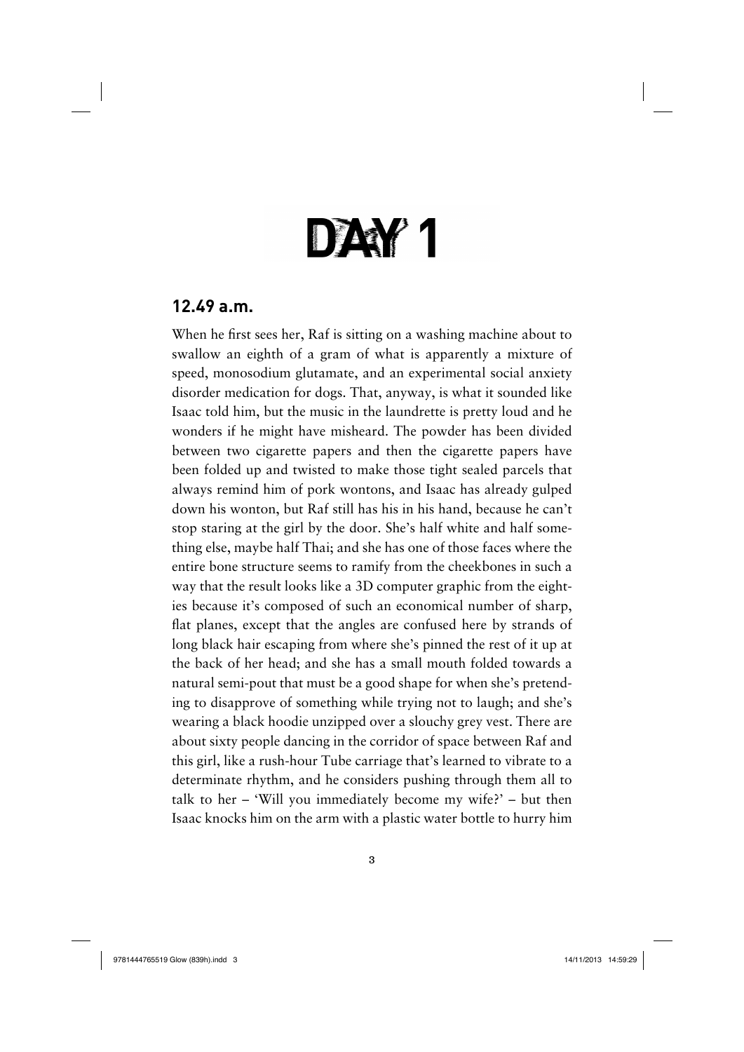# DAY 1

## 12.49 a.m.

When he first sees her, Raf is sitting on a washing machine about to swallow an eighth of a gram of what is apparently a mixture of speed, monosodium glutamate, and an experimental social anxiety disorder medication for dogs. That, anyway, is what it sounded like Isaac told him, but the music in the laundrette is pretty loud and he wonders if he might have misheard. The powder has been divided between two cigarette papers and then the cigarette papers have been folded up and twisted to make those tight sealed parcels that always remind him of pork wontons, and Isaac has already gulped down his wonton, but Raf still has his in his hand, because he can't stop staring at the girl by the door. She's half white and half something else, maybe half Thai; and she has one of those faces where the entire bone structure seems to ramify from the cheekbones in such a way that the result looks like a 3D computer graphic from the eighties because it's composed of such an economical number of sharp, flat planes, except that the angles are confused here by strands of long black hair escaping from where she's pinned the rest of it up at the back of her head; and she has a small mouth folded towards a natural semi-pout that must be a good shape for when she's pretending to disapprove of something while trying not to laugh; and she's wearing a black hoodie unzipped over a slouchy grey vest. There are about sixty people dancing in the corridor of space between Raf and this girl, like a rush-hour Tube carriage that's learned to vibrate to a determinate rhythm, and he considers pushing through them all to talk to her – 'Will you immediately become my wife?' – but then Isaac knocks him on the arm with a plastic water bottle to hurry him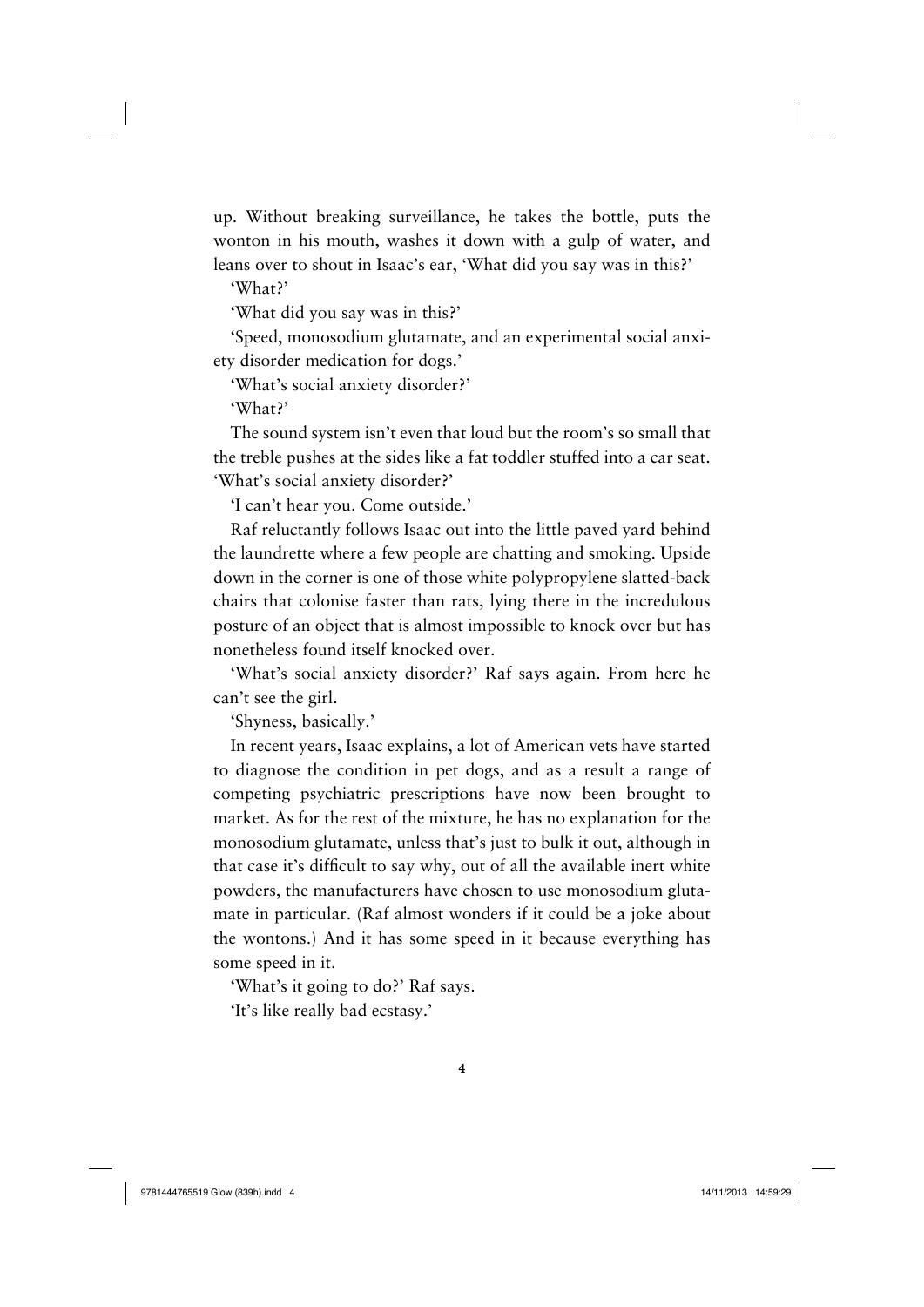up. Without breaking surveillance, he takes the bottle, puts the wonton in his mouth, washes it down with a gulp of water, and leans over to shout in Isaac's ear, 'What did you say was in this?'

'What?'

'What did you say was in this?'

'Speed, monosodium glutamate, and an experimental social anxiety disorder medication for dogs.'

'What's social anxiety disorder?'

'What?'

The sound system isn't even that loud but the room's so small that the treble pushes at the sides like a fat toddler stuffed into a car seat. 'What's social anxiety disorder?'

'I can't hear you. Come outside.'

Raf reluctantly follows Isaac out into the little paved yard behind the laundrette where a few people are chatting and smoking. Upside down in the corner is one of those white polypropylene slatted-back chairs that colonise faster than rats, lying there in the incredulous posture of an object that is almost impossible to knock over but has nonetheless found itself knocked over.

'What's social anxiety disorder?' Raf says again. From here he can't see the girl.

'Shyness, basically.'

In recent years, Isaac explains, a lot of American vets have started to diagnose the condition in pet dogs, and as a result a range of competing psychiatric prescriptions have now been brought to market. As for the rest of the mixture, he has no explanation for the monosodium glutamate, unless that's just to bulk it out, although in that case it's difficult to say why, out of all the available inert white powders, the manufacturers have chosen to use monosodium glutamate in particular. (Raf almost wonders if it could be a joke about the wontons.) And it has some speed in it because everything has some speed in it.

'What's it going to do?' Raf says.

'It's like really bad ecstasy.'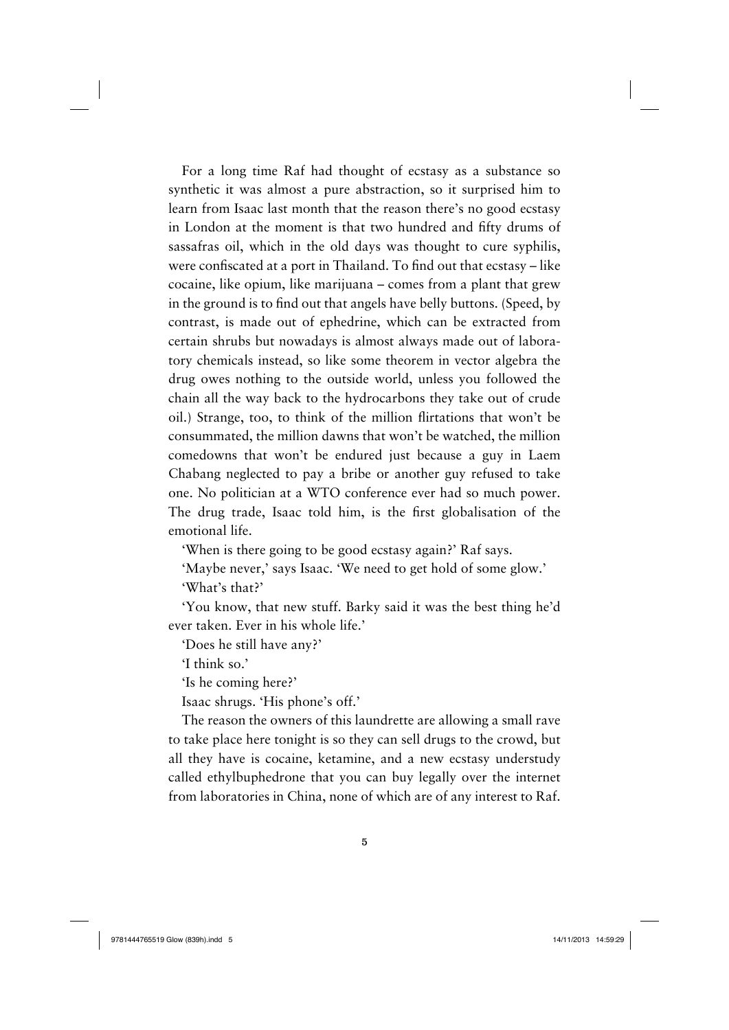For a long time Raf had thought of ecstasy as a substance so synthetic it was almost a pure abstraction, so it surprised him to learn from Isaac last month that the reason there's no good ecstasy in London at the moment is that two hundred and fifty drums of sassafras oil, which in the old days was thought to cure syphilis, were confiscated at a port in Thailand. To find out that ecstasy – like cocaine, like opium, like marijuana – comes from a plant that grew in the ground is to find out that angels have belly buttons. (Speed, by contrast, is made out of ephedrine, which can be extracted from certain shrubs but nowadays is almost always made out of laboratory chemicals instead, so like some theorem in vector algebra the drug owes nothing to the outside world, unless you followed the chain all the way back to the hydrocarbons they take out of crude oil.) Strange, too, to think of the million flirtations that won't be consummated, the million dawns that won't be watched, the million comedowns that won't be endured just because a guy in Laem Chabang neglected to pay a bribe or another guy refused to take one. No politician at a WTO conference ever had so much power. The drug trade, Isaac told him, is the first globalisation of the emotional life.

'When is there going to be good ecstasy again?' Raf says.

'Maybe never,' says Isaac. 'We need to get hold of some glow.'

'What's that?'

'You know, that new stuff. Barky said it was the best thing he'd ever taken. Ever in his whole life.'

'Does he still have any?'

'I think so.'

'Is he coming here?'

Isaac shrugs. 'His phone's off.'

The reason the owners of this laundrette are allowing a small rave to take place here tonight is so they can sell drugs to the crowd, but all they have is cocaine, ketamine, and a new ecstasy understudy called ethylbuphedrone that you can buy legally over the internet from laboratories in China, none of which are of any interest to Raf.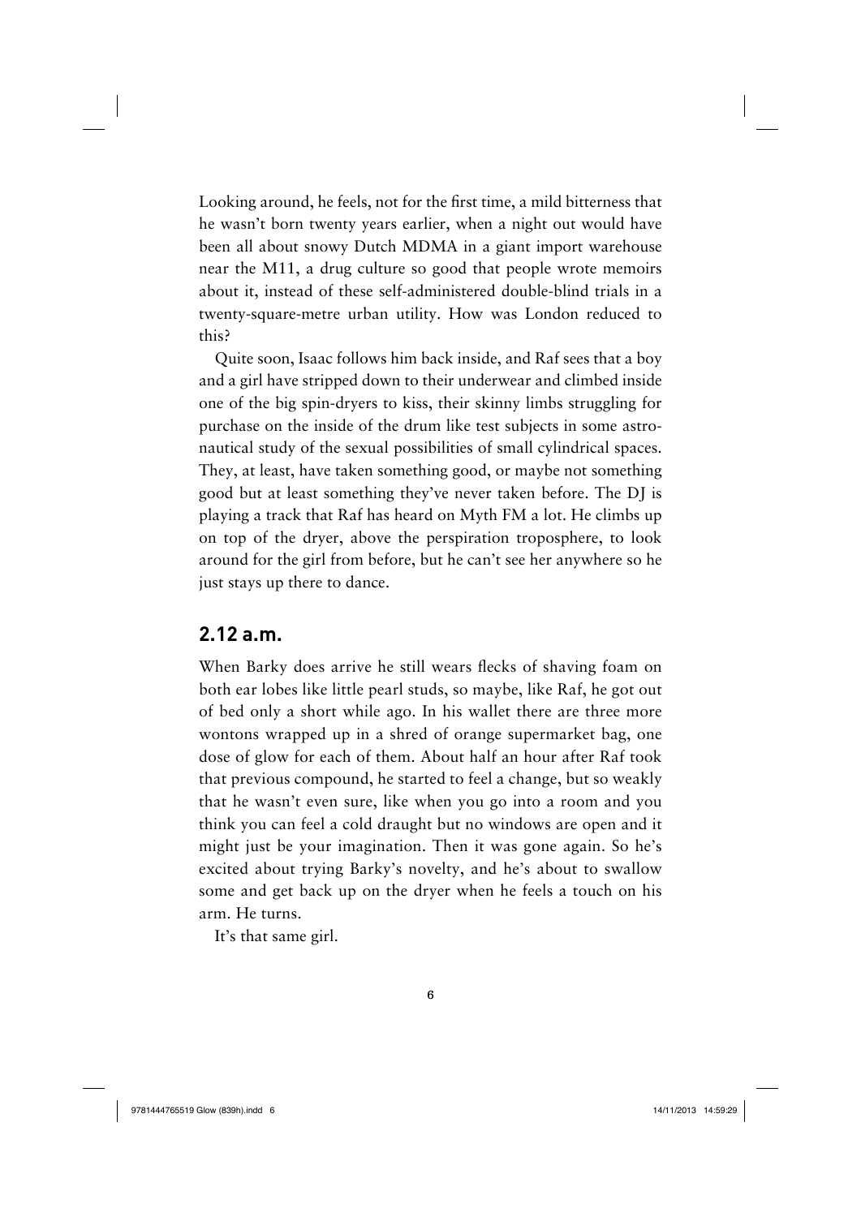Looking around, he feels, not for the first time, a mild bitterness that he wasn't born twenty years earlier, when a night out would have been all about snowy Dutch MDMA in a giant import warehouse near the M11, a drug culture so good that people wrote memoirs about it, instead of these self-administered double-blind trials in a twenty-square-metre urban utility. How was London reduced to this?

Quite soon, Isaac follows him back inside, and Raf sees that a boy and a girl have stripped down to their underwear and climbed inside one of the big spin-dryers to kiss, their skinny limbs struggling for purchase on the inside of the drum like test subjects in some astronautical study of the sexual possibilities of small cylindrical spaces. They, at least, have taken something good, or maybe not something good but at least something they've never taken before. The DJ is playing a track that Raf has heard on Myth FM a lot. He climbs up on top of the dryer, above the perspiration troposphere, to look around for the girl from before, but he can't see her anywhere so he just stays up there to dance.

## 2.12 a.m.

When Barky does arrive he still wears flecks of shaving foam on both ear lobes like little pearl studs, so maybe, like Raf, he got out of bed only a short while ago. In his wallet there are three more wontons wrapped up in a shred of orange supermarket bag, one dose of glow for each of them. About half an hour after Raf took that previous compound, he started to feel a change, but so weakly that he wasn't even sure, like when you go into a room and you think you can feel a cold draught but no windows are open and it might just be your imagination. Then it was gone again. So he's excited about trying Barky's novelty, and he's about to swallow some and get back up on the dryer when he feels a touch on his arm. He turns.

It's that same girl.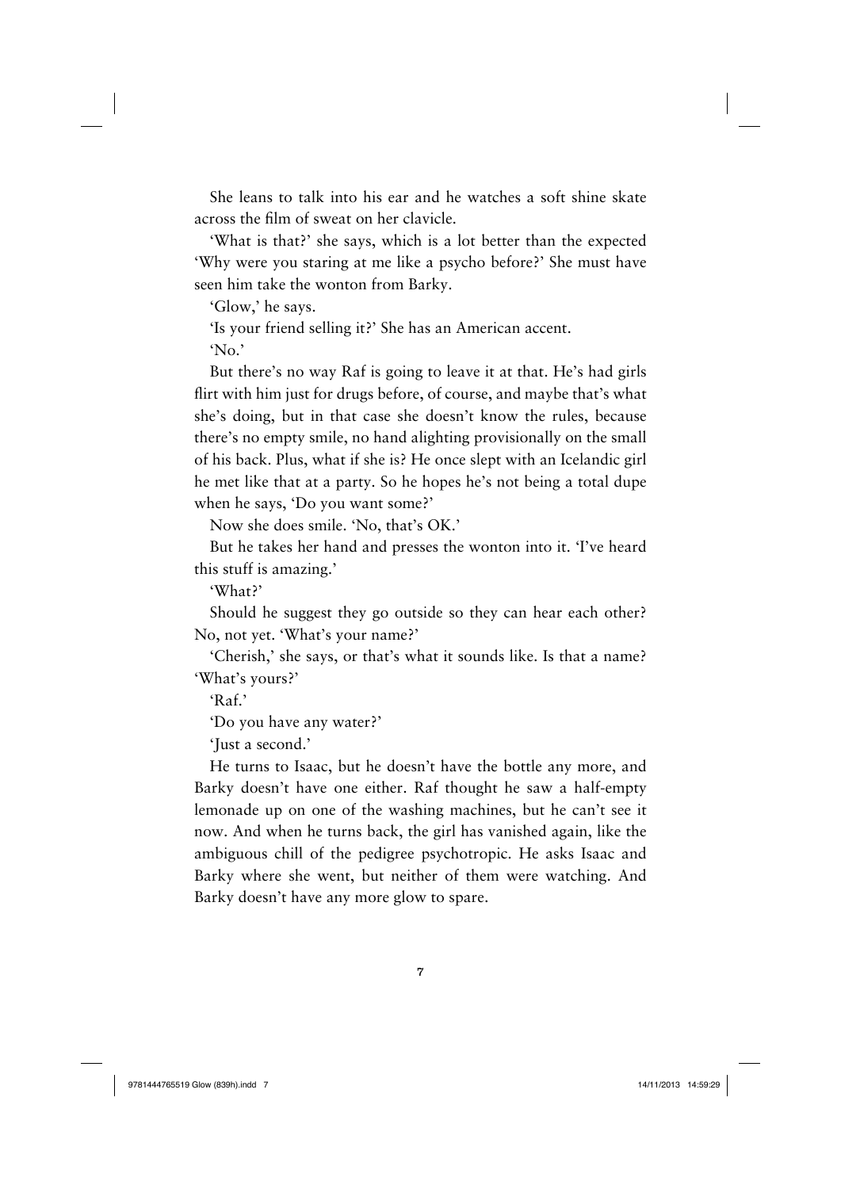She leans to talk into his ear and he watches a soft shine skate across the film of sweat on her clavicle.

'What is that?' she says, which is a lot better than the expected 'Why were you staring at me like a psycho before?' She must have seen him take the wonton from Barky.

'Glow,' he says.

'Is your friend selling it?' She has an American accent.

'No.'

But there's no way Raf is going to leave it at that. He's had girls flirt with him just for drugs before, of course, and maybe that's what she's doing, but in that case she doesn't know the rules, because there's no empty smile, no hand alighting provisionally on the small of his back. Plus, what if she is? He once slept with an Icelandic girl he met like that at a party. So he hopes he's not being a total dupe when he says, 'Do you want some?'

Now she does smile. 'No, that's OK.'

But he takes her hand and presses the wonton into it. 'I've heard this stuff is amazing.'

'What?'

Should he suggest they go outside so they can hear each other? No, not yet. 'What's your name?'

'Cherish,' she says, or that's what it sounds like. Is that a name? 'What's yours?'

'Raf.'

'Do you have any water?'

'Just a second.'

He turns to Isaac, but he doesn't have the bottle any more, and Barky doesn't have one either. Raf thought he saw a half-empty lemonade up on one of the washing machines, but he can't see it now. And when he turns back, the girl has vanished again, like the ambiguous chill of the pedigree psychotropic. He asks Isaac and Barky where she went, but neither of them were watching. And Barky doesn't have any more glow to spare.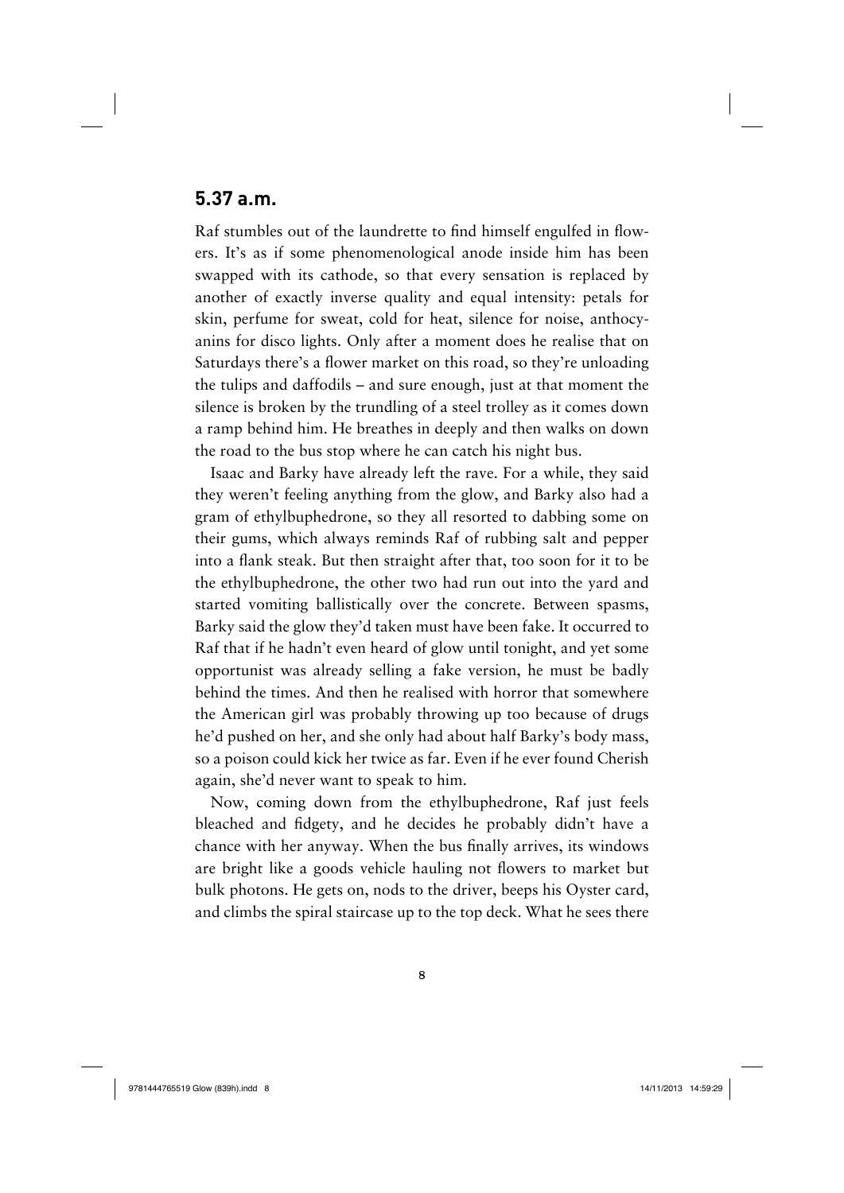## 5.37 a.m.

Raf stumbles out of the laundrette to find himself engulfed in flowers. It's as if some phenomenological anode inside him has been swapped with its cathode, so that every sensation is replaced by another of exactly inverse quality and equal intensity: petals for skin, perfume for sweat, cold for heat, silence for noise, anthocyanins for disco lights. Only after a moment does he realise that on Saturdays there's a flower market on this road, so they're unloading the tulips and daffodils – and sure enough, just at that moment the silence is broken by the trundling of a steel trolley as it comes down a ramp behind him. He breathes in deeply and then walks on down the road to the bus stop where he can catch his night bus.

Isaac and Barky have already left the rave. For a while, they said they weren't feeling anything from the glow, and Barky also had a gram of ethylbuphedrone, so they all resorted to dabbing some on their gums, which always reminds Raf of rubbing salt and pepper into a flank steak. But then straight after that, too soon for it to be the ethylbuphedrone, the other two had run out into the yard and started vomiting ballistically over the concrete. Between spasms, Barky said the glow they'd taken must have been fake. It occurred to Raf that if he hadn't even heard of glow until tonight, and yet some opportunist was already selling a fake version, he must be badly behind the times. And then he realised with horror that somewhere the American girl was probably throwing up too because of drugs he'd pushed on her, and she only had about half Barky's body mass, so a poison could kick her twice as far. Even if he ever found Cherish again, she'd never want to speak to him.

Now, coming down from the ethylbuphedrone, Raf just feels bleached and fidgety, and he decides he probably didn't have a chance with her anyway. When the bus finally arrives, its windows are bright like a goods vehicle hauling not flowers to market but bulk photons. He gets on, nods to the driver, beeps his Oyster card, and climbs the spiral staircase up to the top deck. What he sees there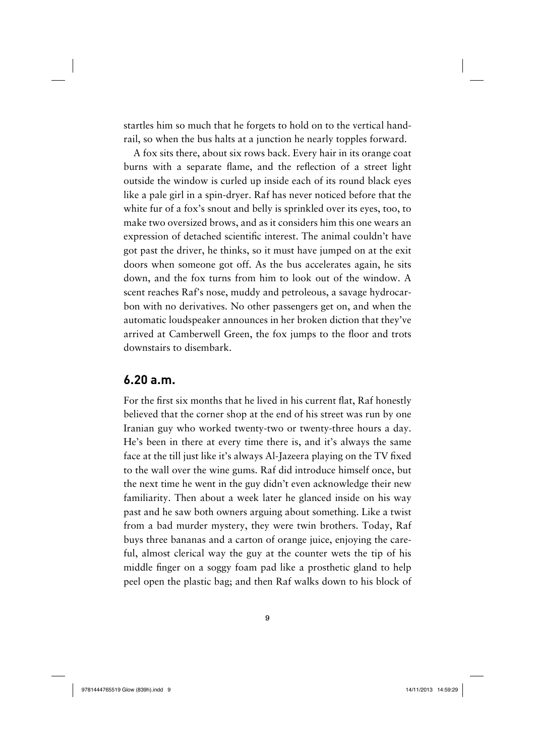startles him so much that he forgets to hold on to the vertical handrail, so when the bus halts at a junction he nearly topples forward.

A fox sits there, about six rows back. Every hair in its orange coat burns with a separate flame, and the reflection of a street light outside the window is curled up inside each of its round black eyes like a pale girl in a spin-dryer. Raf has never noticed before that the white fur of a fox's snout and belly is sprinkled over its eyes, too, to make two oversized brows, and as it considers him this one wears an expression of detached scientific interest. The animal couldn't have got past the driver, he thinks, so it must have jumped on at the exit doors when someone got off. As the bus accelerates again, he sits down, and the fox turns from him to look out of the window. A scent reaches Raf's nose, muddy and petroleous, a savage hydrocarbon with no derivatives. No other passengers get on, and when the automatic loudspeaker announces in her broken diction that they've arrived at Camberwell Green, the fox jumps to the floor and trots downstairs to disembark.

## 6.20 a.m.

For the first six months that he lived in his current flat, Raf honestly believed that the corner shop at the end of his street was run by one Iranian guy who worked twenty-two or twenty-three hours a day. He's been in there at every time there is, and it's always the same face at the till just like it's always Al-Jazeera playing on the TV fixed to the wall over the wine gums. Raf did introduce himself once, but the next time he went in the guy didn't even acknowledge their new familiarity. Then about a week later he glanced inside on his way past and he saw both owners arguing about something. Like a twist from a bad murder mystery, they were twin brothers. Today, Raf buys three bananas and a carton of orange juice, enjoying the careful, almost clerical way the guy at the counter wets the tip of his middle finger on a soggy foam pad like a prosthetic gland to help peel open the plastic bag; and then Raf walks down to his block of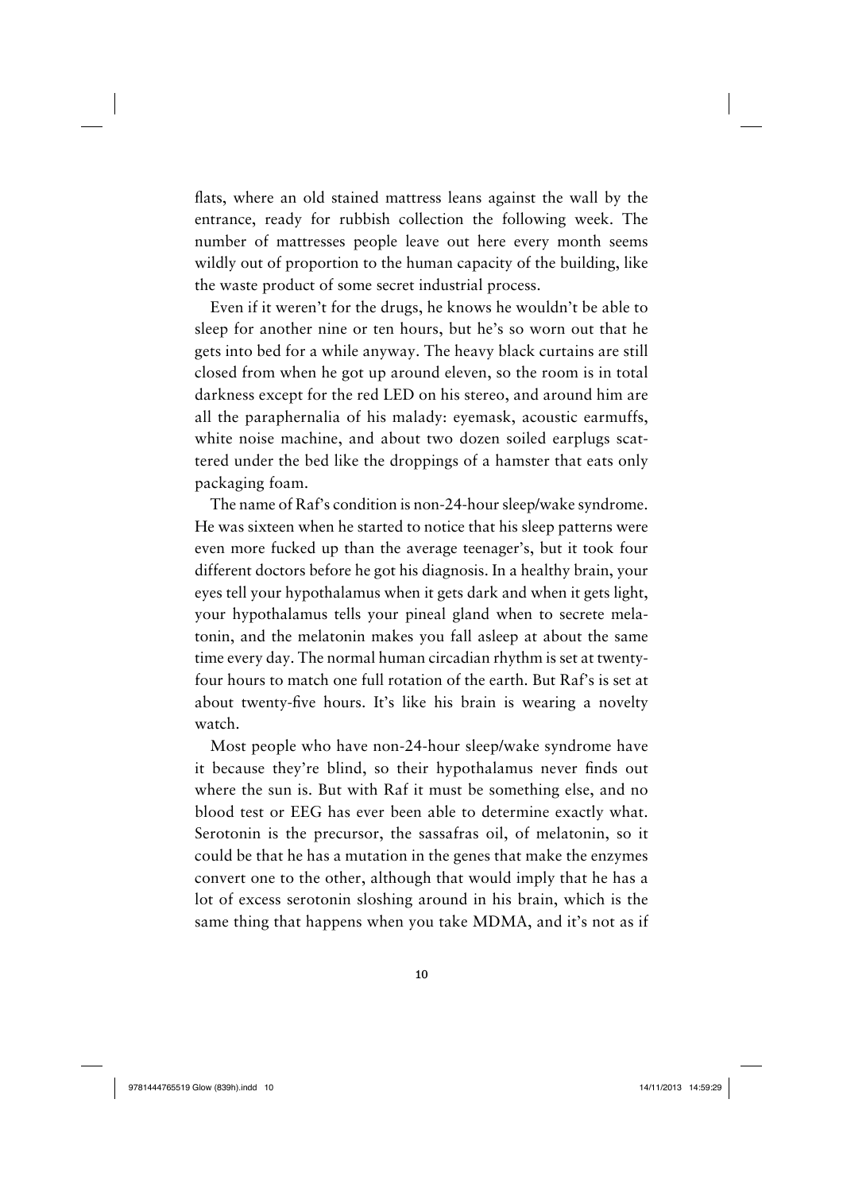flats, where an old stained mattress leans against the wall by the entrance, ready for rubbish collection the following week. The number of mattresses people leave out here every month seems wildly out of proportion to the human capacity of the building, like the waste product of some secret industrial process.

Even if it weren't for the drugs, he knows he wouldn't be able to sleep for another nine or ten hours, but he's so worn out that he gets into bed for a while anyway. The heavy black curtains are still closed from when he got up around eleven, so the room is in total darkness except for the red LED on his stereo, and around him are all the paraphernalia of his malady: eyemask, acoustic earmuffs, white noise machine, and about two dozen soiled earplugs scattered under the bed like the droppings of a hamster that eats only packaging foam.

The name of Raf's condition is non-24-hour sleep/wake syndrome. He was sixteen when he started to notice that his sleep patterns were even more fucked up than the average teenager's, but it took four different doctors before he got his diagnosis. In a healthy brain, your eyes tell your hypothalamus when it gets dark and when it gets light, your hypothalamus tells your pineal gland when to secrete melatonin, and the melatonin makes you fall asleep at about the same time every day. The normal human circadian rhythm is set at twenty-four hours to match one full rotation of the earth. But Raf's is set at about twenty-five hours. It's like his brain is wearing a novelty watch.

Most people who have non-24-hour sleep/wake syndrome have it because they're blind, so their hypothalamus never finds out where the sun is. But with Raf it must be something else, and no blood test or EEG has ever been able to determine exactly what. Serotonin is the precursor, the sassafras oil, of melatonin, so it could be that he has a mutation in the genes that make the enzymes convert one to the other, although that would imply that he has a lot of excess serotonin sloshing around in his brain, which is the same thing that happens when you take MDMA, and it's not as if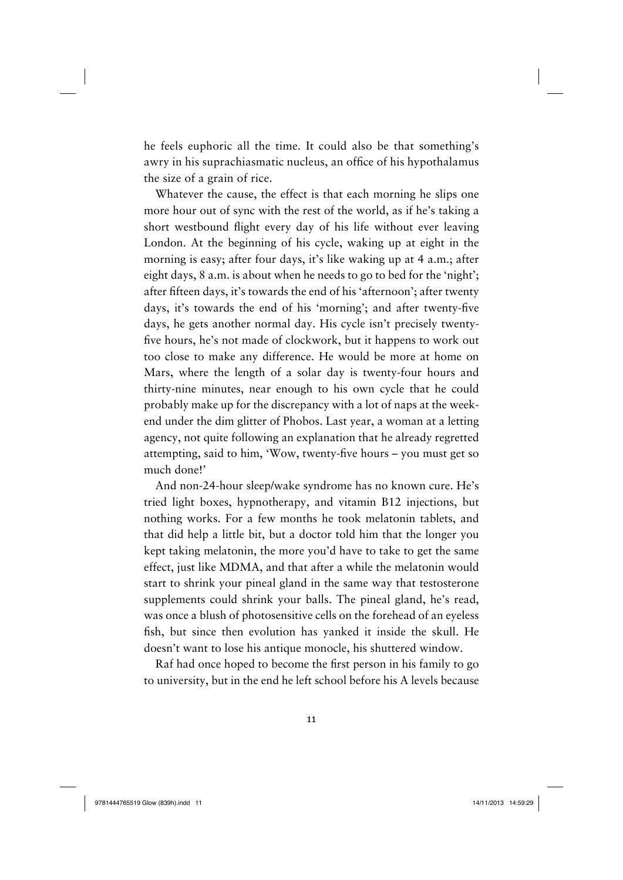he feels euphoric all the time. It could also be that something's awry in his suprachiasmatic nucleus, an office of his hypothalamus the size of a grain of rice.

Whatever the cause, the effect is that each morning he slips one more hour out of sync with the rest of the world, as if he's taking a short westbound flight every day of his life without ever leaving London. At the beginning of his cycle, waking up at eight in the morning is easy; after four days, it's like waking up at 4 a.m.; after eight days, 8 a.m. is about when he needs to go to bed for the 'night'; after fifteen days, it's towards the end of his 'afternoon'; after twenty days, it's towards the end of his 'morning'; and after twenty-five days, he gets another normal day. His cycle isn't precisely twenty-five hours, he's not made of clockwork, but it happens to work out too close to make any difference. He would be more at home on Mars, where the length of a solar day is twenty-four hours and thirty-nine minutes, near enough to his own cycle that he could probably make up for the discrepancy with a lot of naps at the weekend under the dim glitter of Phobos. Last year, a woman at a letting agency, not quite following an explanation that he already regretted attempting, said to him, 'Wow, twenty-five hours – you must get so much done!'

And non-24-hour sleep/wake syndrome has no known cure. He's tried light boxes, hypnotherapy, and vitamin B12 injections, but nothing works. For a few months he took melatonin tablets, and that did help a little bit, but a doctor told him that the longer you kept taking melatonin, the more you'd have to take to get the same effect, just like MDMA, and that after a while the melatonin would start to shrink your pineal gland in the same way that testosterone supplements could shrink your balls. The pineal gland, he's read, was once a blush of photosensitive cells on the forehead of an eyeless fish, but since then evolution has yanked it inside the skull. He doesn't want to lose his antique monocle, his shuttered window.

Raf had once hoped to become the first person in his family to go to university, but in the end he left school before his A levels because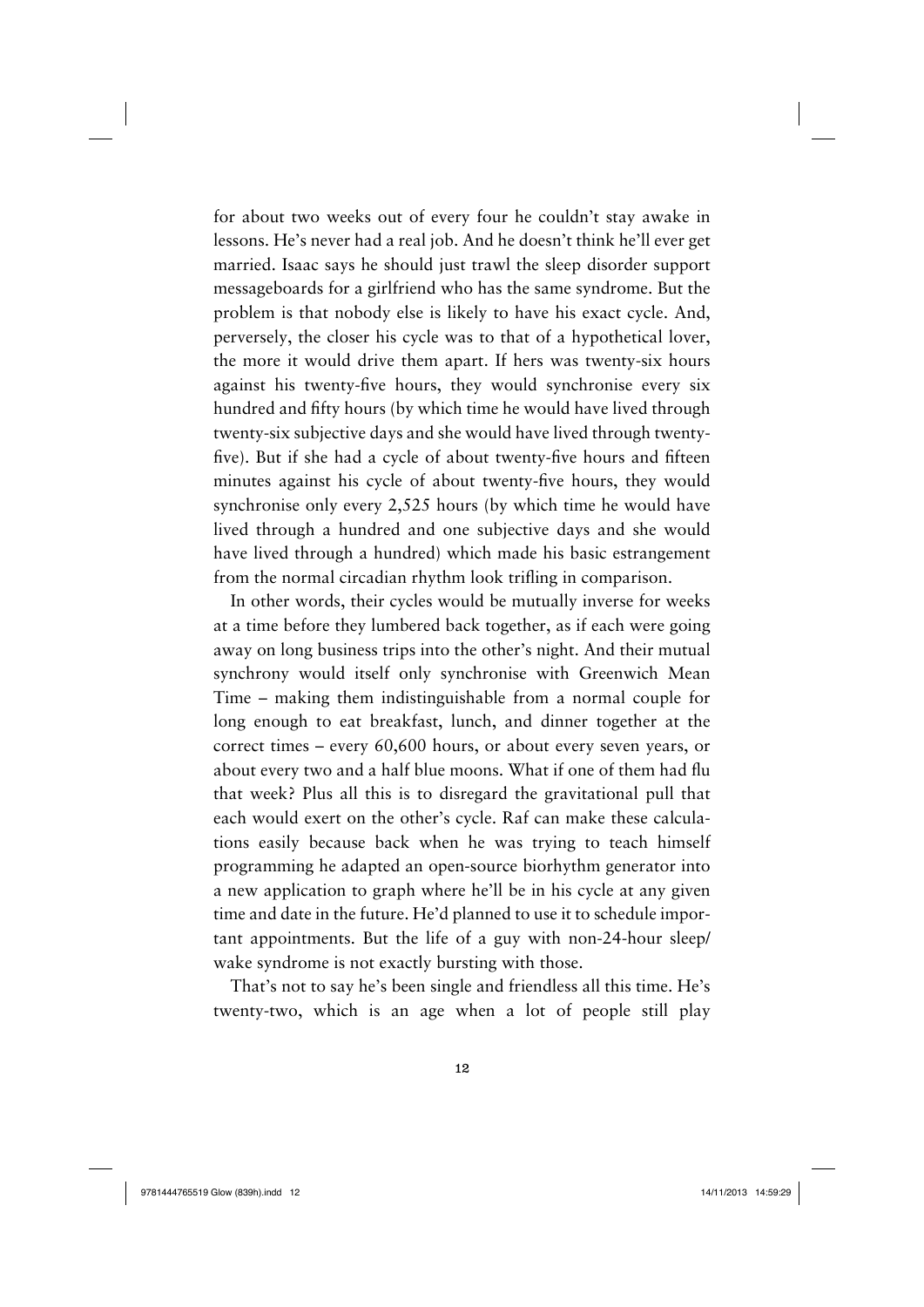for about two weeks out of every four he couldn't stay awake in lessons. He's never had a real job. And he doesn't think he'll ever get married. Isaac says he should just trawl the sleep disorder support messageboards for a girlfriend who has the same syndrome. But the problem is that nobody else is likely to have his exact cycle. And, perversely, the closer his cycle was to that of a hypothetical lover, the more it would drive them apart. If hers was twenty-six hours against his twenty-five hours, they would synchronise every six hundred and fifty hours (by which time he would have lived through twenty-six subjective days and she would have lived through twenty-five). But if she had a cycle of about twenty-five hours and fifteen minutes against his cycle of about twenty-five hours, they would synchronise only every 2,525 hours (by which time he would have lived through a hundred and one subjective days and she would have lived through a hundred) which made his basic estrangement from the normal circadian rhythm look trifling in comparison.

In other words, their cycles would be mutually inverse for weeks at a time before they lumbered back together, as if each were going away on long business trips into the other's night. And their mutual synchrony would itself only synchronise with Greenwich Mean Time – making them indistinguishable from a normal couple for long enough to eat breakfast, lunch, and dinner together at the correct times – every 60,600 hours, or about every seven years, or about every two and a half blue moons. What if one of them had flu that week? Plus all this is to disregard the gravitational pull that each would exert on the other's cycle. Raf can make these calculations easily because back when he was trying to teach himself programming he adapted an open-source biorhythm generator into a new application to graph where he'll be in his cycle at any given time and date in the future. He'd planned to use it to schedule important appointments. But the life of a guy with non-24-hour sleep/wake syndrome is not exactly bursting with those.

That's not to say he's been single and friendless all this time. He's twenty-two, which is an age when a lot of people still play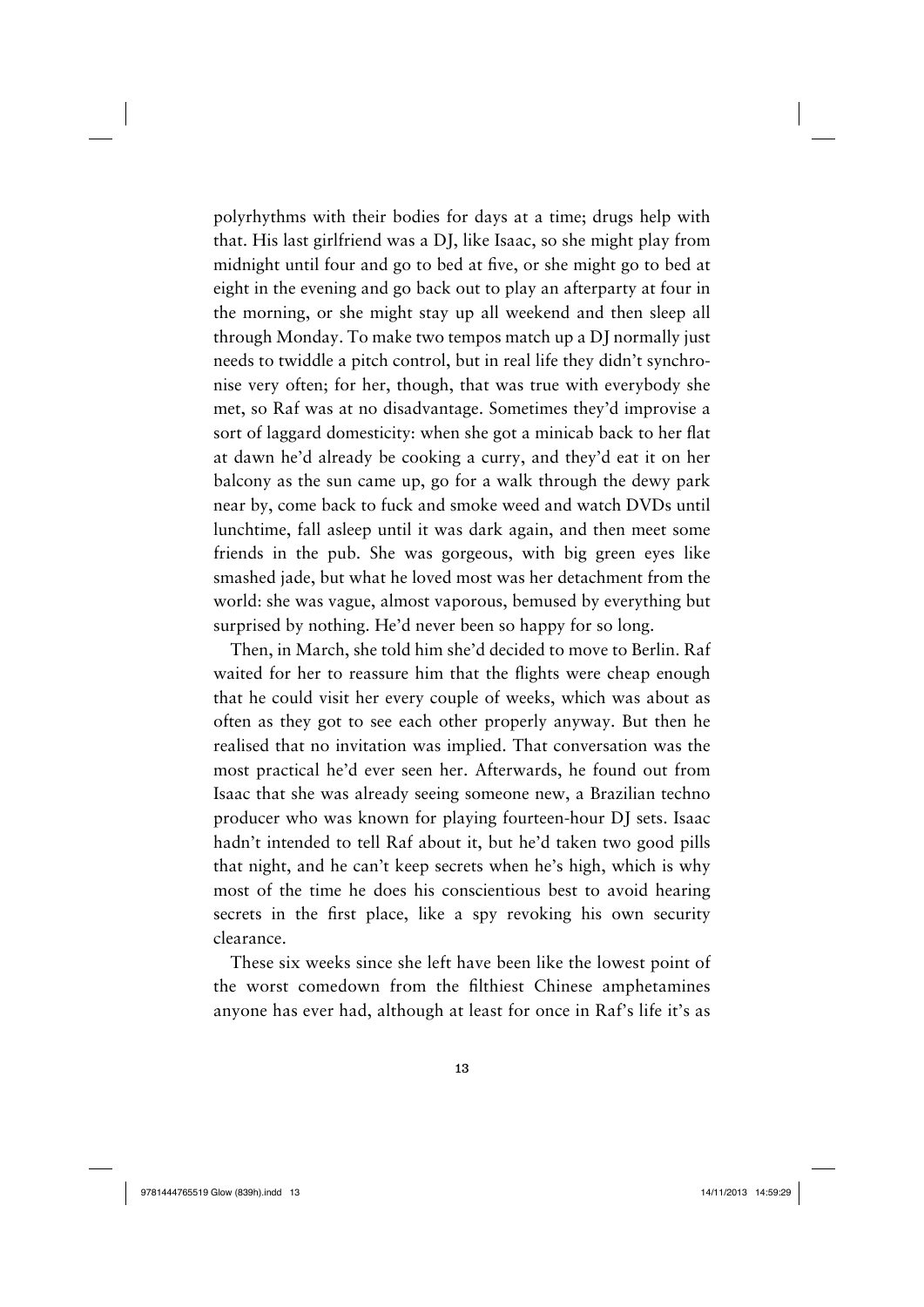polyrhythms with their bodies for days at a time; drugs help with that. His last girlfriend was a DJ, like Isaac, so she might play from midnight until four and go to bed at five, or she might go to bed at eight in the evening and go back out to play an afterparty at four in the morning, or she might stay up all weekend and then sleep all through Monday. To make two tempos match up a DJ normally just needs to twiddle a pitch control, but in real life they didn't synchronise very often; for her, though, that was true with everybody she met, so Raf was at no disadvantage. Sometimes they'd improvise a sort of laggard domesticity: when she got a minicab back to her flat at dawn he'd already be cooking a curry, and they'd eat it on her balcony as the sun came up, go for a walk through the dewy park near by, come back to fuck and smoke weed and watch DVDs until lunchtime, fall asleep until it was dark again, and then meet some friends in the pub. She was gorgeous, with big green eyes like smashed jade, but what he loved most was her detachment from the world: she was vague, almost vaporous, bemused by everything but surprised by nothing. He'd never been so happy for so long.

Then, in March, she told him she'd decided to move to Berlin. Raf waited for her to reassure him that the flights were cheap enough that he could visit her every couple of weeks, which was about as often as they got to see each other properly anyway. But then he realised that no invitation was implied. That conversation was the most practical he'd ever seen her. Afterwards, he found out from Isaac that she was already seeing someone new, a Brazilian techno producer who was known for playing fourteen-hour DJ sets. Isaac hadn't intended to tell Raf about it, but he'd taken two good pills that night, and he can't keep secrets when he's high, which is why most of the time he does his conscientious best to avoid hearing secrets in the first place, like a spy revoking his own security clearance.

These six weeks since she left have been like the lowest point of the worst comedown from the filthiest Chinese amphetamines anyone has ever had, although at least for once in Raf's life it's as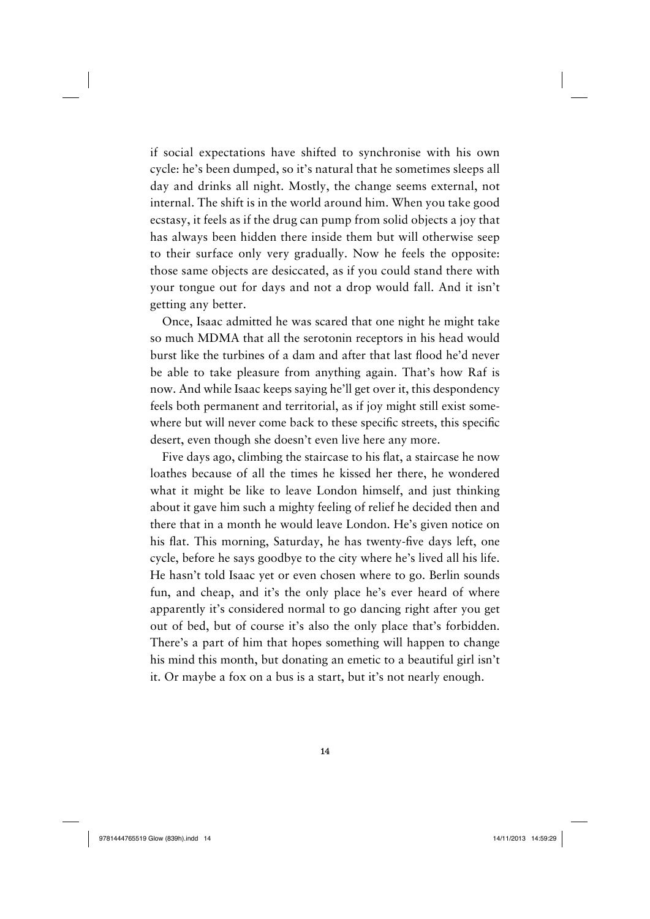if social expectations have shifted to synchronise with his own cycle: he's been dumped, so it's natural that he sometimes sleeps all day and drinks all night. Mostly, the change seems external, not internal. The shift is in the world around him. When you take good ecstasy, it feels as if the drug can pump from solid objects a joy that has always been hidden there inside them but will otherwise seep to their surface only very gradually. Now he feels the opposite: those same objects are desiccated, as if you could stand there with your tongue out for days and not a drop would fall. And it isn't getting any better.

Once, Isaac admitted he was scared that one night he might take so much MDMA that all the serotonin receptors in his head would burst like the turbines of a dam and after that last flood he'd never be able to take pleasure from anything again. That's how Raf is now. And while Isaac keeps saying he'll get over it, this despondency feels both permanent and territorial, as if joy might still exist somewhere but will never come back to these specific streets, this specific desert, even though she doesn't even live here any more.

Five days ago, climbing the staircase to his flat, a staircase he now loathes because of all the times he kissed her there, he wondered what it might be like to leave London himself, and just thinking about it gave him such a mighty feeling of relief he decided then and there that in a month he would leave London. He's given notice on his flat. This morning, Saturday, he has twenty-five days left, one cycle, before he says goodbye to the city where he's lived all his life. He hasn't told Isaac yet or even chosen where to go. Berlin sounds fun, and cheap, and it's the only place he's ever heard of where apparently it's considered normal to go dancing right after you get out of bed, but of course it's also the only place that's forbidden. There's a part of him that hopes something will happen to change his mind this month, but donating an emetic to a beautiful girl isn't it. Or maybe a fox on a bus is a start, but it's not nearly enough.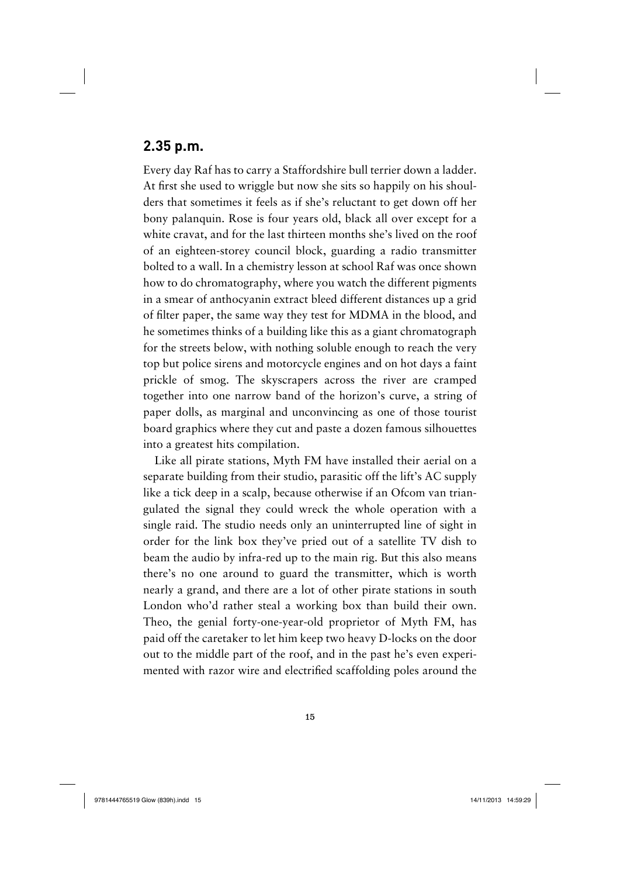## 2.35 p.m.

Every day Raf has to carry a Staffordshire bull terrier down a ladder. At first she used to wriggle but now she sits so happily on his shoulders that sometimes it feels as if she's reluctant to get down off her bony palanquin. Rose is four years old, black all over except for a white cravat, and for the last thirteen months she's lived on the roof of an eighteen-storey council block, guarding a radio transmitter bolted to a wall. In a chemistry lesson at school Raf was once shown how to do chromatography, where you watch the different pigments in a smear of anthocyanin extract bleed different distances up a grid of filter paper, the same way they test for MDMA in the blood, and he sometimes thinks of a building like this as a giant chromatograph for the streets below, with nothing soluble enough to reach the very top but police sirens and motorcycle engines and on hot days a faint prickle of smog. The skyscrapers across the river are cramped together into one narrow band of the horizon's curve, a string of paper dolls, as marginal and unconvincing as one of those tourist board graphics where they cut and paste a dozen famous silhouettes into a greatest hits compilation.

Like all pirate stations, Myth FM have installed their aerial on a separate building from their studio, parasitic off the lift's AC supply like a tick deep in a scalp, because otherwise if an Ofcom van triangulated the signal they could wreck the whole operation with a single raid. The studio needs only an uninterrupted line of sight in order for the link box they've pried out of a satellite TV dish to beam the audio by infra-red up to the main rig. But this also means there's no one around to guard the transmitter, which is worth nearly a grand, and there are a lot of other pirate stations in south London who'd rather steal a working box than build their own. Theo, the genial forty-one-year-old proprietor of Myth FM, has paid off the caretaker to let him keep two heavy D-locks on the door out to the middle part of the roof, and in the past he's even experimented with razor wire and electrified scaffolding poles around the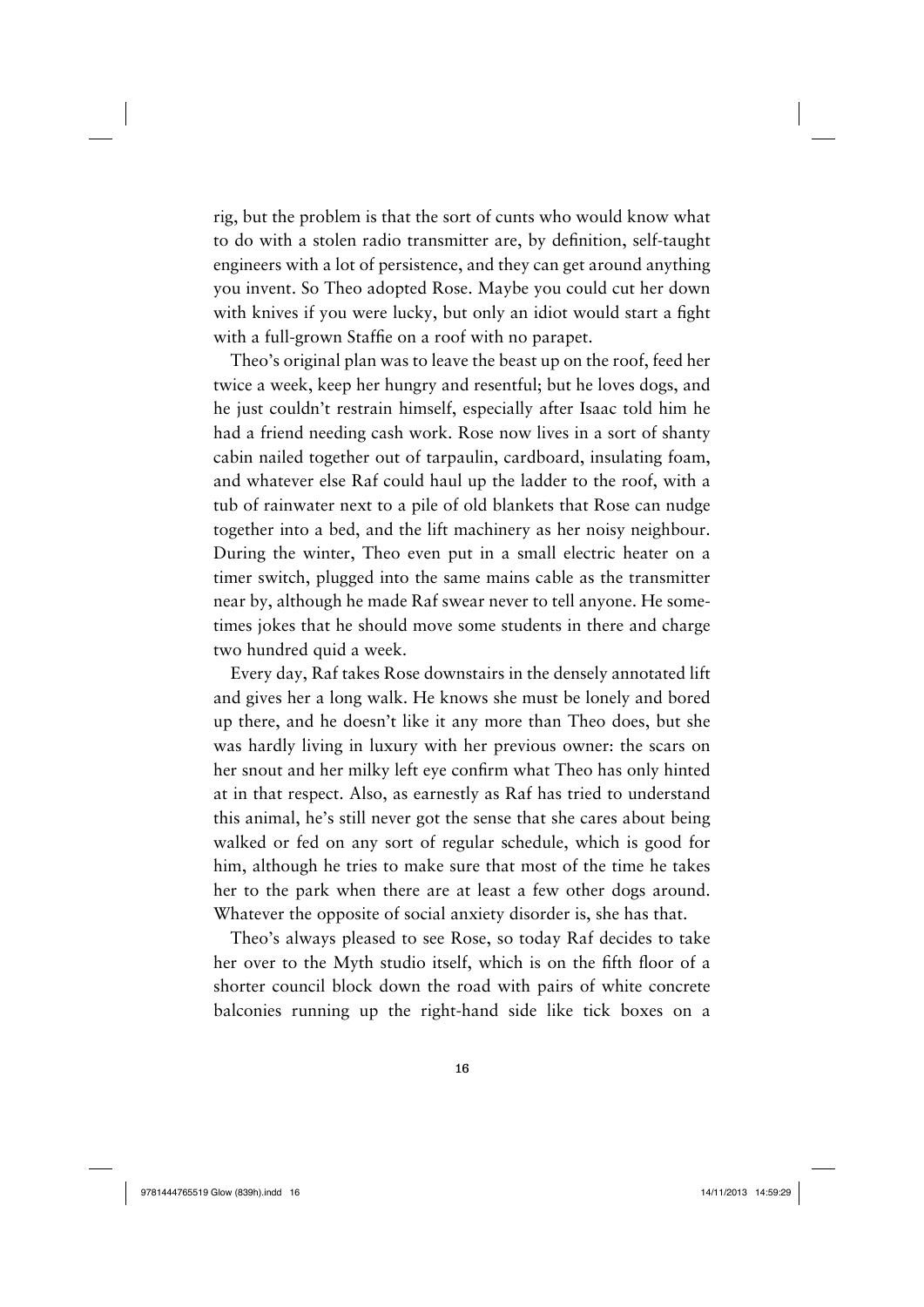rig, but the problem is that the sort of cunts who would know what to do with a stolen radio transmitter are, by definition, self-taught engineers with a lot of persistence, and they can get around anything you invent. So Theo adopted Rose. Maybe you could cut her down with knives if you were lucky, but only an idiot would start a fight with a full-grown Staffie on a roof with no parapet.

Theo's original plan was to leave the beast up on the roof, feed her twice a week, keep her hungry and resentful; but he loves dogs, and he just couldn't restrain himself, especially after Isaac told him he had a friend needing cash work. Rose now lives in a sort of shanty cabin nailed together out of tarpaulin, cardboard, insulating foam, and whatever else Raf could haul up the ladder to the roof, with a tub of rainwater next to a pile of old blankets that Rose can nudge together into a bed, and the lift machinery as her noisy neighbour. During the winter, Theo even put in a small electric heater on a timer switch, plugged into the same mains cable as the transmitter near by, although he made Raf swear never to tell anyone. He sometimes jokes that he should move some students in there and charge two hundred quid a week.

Every day, Raf takes Rose downstairs in the densely annotated lift and gives her a long walk. He knows she must be lonely and bored up there, and he doesn't like it any more than Theo does, but she was hardly living in luxury with her previous owner: the scars on her snout and her milky left eye confirm what Theo has only hinted at in that respect. Also, as earnestly as Raf has tried to understand this animal, he's still never got the sense that she cares about being walked or fed on any sort of regular schedule, which is good for him, although he tries to make sure that most of the time he takes her to the park when there are at least a few other dogs around. Whatever the opposite of social anxiety disorder is, she has that.

Theo's always pleased to see Rose, so today Raf decides to take her over to the Myth studio itself, which is on the fifth floor of a shorter council block down the road with pairs of white concrete balconies running up the right-hand side like tick boxes on a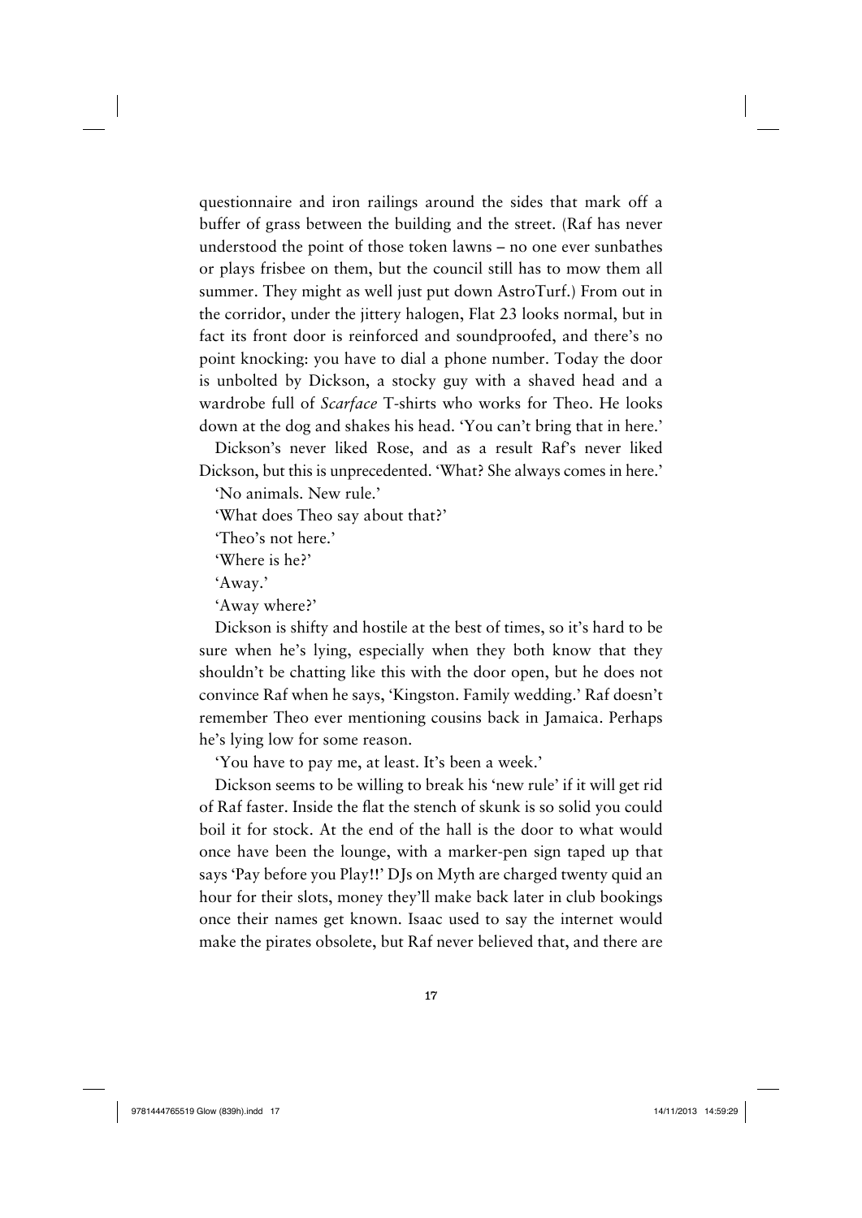questionnaire and iron railings around the sides that mark off a buffer of grass between the building and the street. (Raf has never understood the point of those token lawns – no one ever sunbathes or plays frisbee on them, but the council still has to mow them all summer. They might as well just put down AstroTurf.) From out in the corridor, under the jittery halogen, Flat 23 looks normal, but in fact its front door is reinforced and soundproofed, and there's no point knocking: you have to dial a phone number. Today the door is unbolted by Dickson, a stocky guy with a shaved head and a wardrobe full of *Scarface* T-shirts who works for Theo. He looks down at the dog and shakes his head. 'You can't bring that in here.'

Dickson's never liked Rose, and as a result Raf's never liked Dickson, but this is unprecedented. 'What? She always comes in here.'

'No animals. New rule.'

'What does Theo say about that?'

'Theo's not here.'

'Where is he?'

'Away.'

'Away where?'

Dickson is shifty and hostile at the best of times, so it's hard to be sure when he's lying, especially when they both know that they shouldn't be chatting like this with the door open, but he does not convince Raf when he says, 'Kingston. Family wedding.' Raf doesn't remember Theo ever mentioning cousins back in Jamaica. Perhaps he's lying low for some reason.

'You have to pay me, at least. It's been a week.'

Dickson seems to be willing to break his 'new rule' if it will get rid of Raf faster. Inside the flat the stench of skunk is so solid you could boil it for stock. At the end of the hall is the door to what would once have been the lounge, with a marker-pen sign taped up that says 'Pay before you Play!!' DJs on Myth are charged twenty quid an hour for their slots, money they'll make back later in club bookings once their names get known. Isaac used to say the internet would make the pirates obsolete, but Raf never believed that, and there are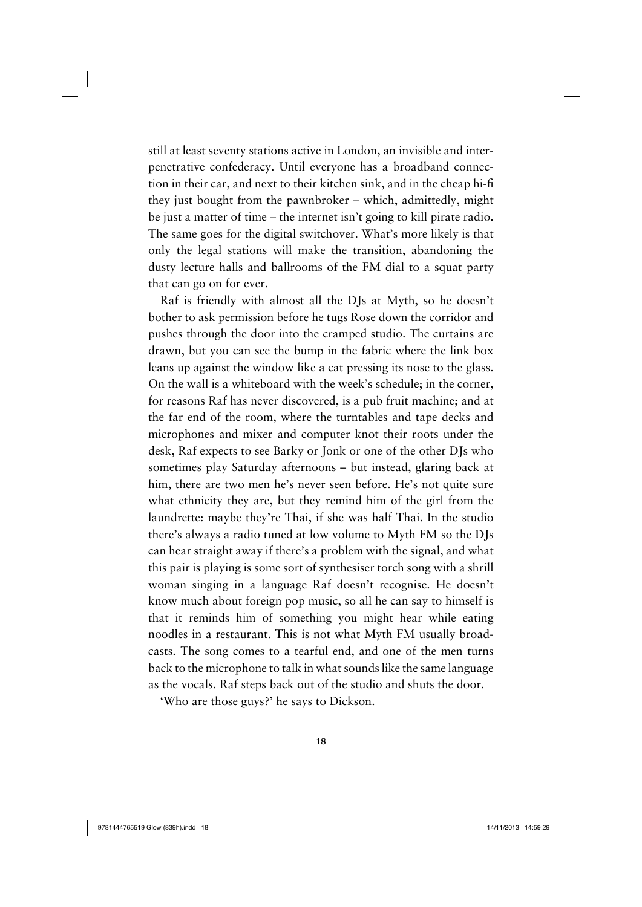still at least seventy stations active in London, an invisible and interpenetrative confederacy. Until everyone has a broadband connection in their car, and next to their kitchen sink, and in the cheap hi-fi they just bought from the pawnbroker – which, admittedly, might be just a matter of time – the internet isn't going to kill pirate radio. The same goes for the digital switchover. What's more likely is that only the legal stations will make the transition, abandoning the dusty lecture halls and ballrooms of the FM dial to a squat party that can go on for ever.

Raf is friendly with almost all the DJs at Myth, so he doesn't bother to ask permission before he tugs Rose down the corridor and pushes through the door into the cramped studio. The curtains are drawn, but you can see the bump in the fabric where the link box leans up against the window like a cat pressing its nose to the glass. On the wall is a whiteboard with the week's schedule; in the corner, for reasons Raf has never discovered, is a pub fruit machine; and at the far end of the room, where the turntables and tape decks and microphones and mixer and computer knot their roots under the desk, Raf expects to see Barky or Jonk or one of the other DJs who sometimes play Saturday afternoons – but instead, glaring back at him, there are two men he's never seen before. He's not quite sure what ethnicity they are, but they remind him of the girl from the laundrette: maybe they're Thai, if she was half Thai. In the studio there's always a radio tuned at low volume to Myth FM so the DJs can hear straight away if there's a problem with the signal, and what this pair is playing is some sort of synthesiser torch song with a shrill woman singing in a language Raf doesn't recognise. He doesn't know much about foreign pop music, so all he can say to himself is that it reminds him of something you might hear while eating noodles in a restaurant. This is not what Myth FM usually broadcasts. The song comes to a tearful end, and one of the men turns back to the microphone to talk in what sounds like the same language as the vocals. Raf steps back out of the studio and shuts the door.

'Who are those guys?' he says to Dickson.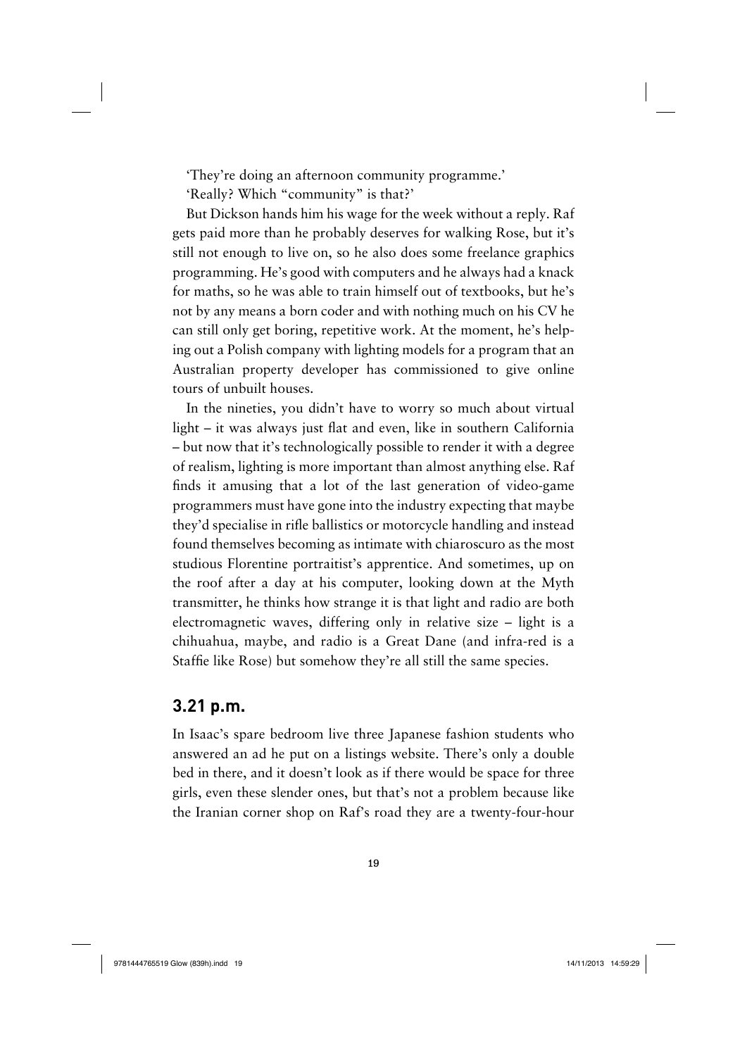'They're doing an afternoon community programme.'

'Really? Which "community" is that?'

But Dickson hands him his wage for the week without a reply. Raf gets paid more than he probably deserves for walking Rose, but it's still not enough to live on, so he also does some freelance graphics programming. He's good with computers and he always had a knack for maths, so he was able to train himself out of textbooks, but he's not by any means a born coder and with nothing much on his CV he can still only get boring, repetitive work. At the moment, he's helping out a Polish company with lighting models for a program that an Australian property developer has commissioned to give online tours of unbuilt houses.

In the nineties, you didn't have to worry so much about virtual light – it was always just flat and even, like in southern California – but now that it's technologically possible to render it with a degree of realism, lighting is more important than almost anything else. Raf finds it amusing that a lot of the last generation of video-game programmers must have gone into the industry expecting that maybe they'd specialise in rifle ballistics or motorcycle handling and instead found themselves becoming as intimate with chiaroscuro as the most studious Florentine portraitist's apprentice. And sometimes, up on the roof after a day at his computer, looking down at the Myth transmitter, he thinks how strange it is that light and radio are both electromagnetic waves, differing only in relative size – light is a chihuahua, maybe, and radio is a Great Dane (and infra-red is a Staffie like Rose) but somehow they're all still the same species.

## 3.21 p.m.

In Isaac's spare bedroom live three Japanese fashion students who answered an ad he put on a listings website. There's only a double bed in there, and it doesn't look as if there would be space for three girls, even these slender ones, but that's not a problem because like the Iranian corner shop on Raf's road they are a twenty-four-hour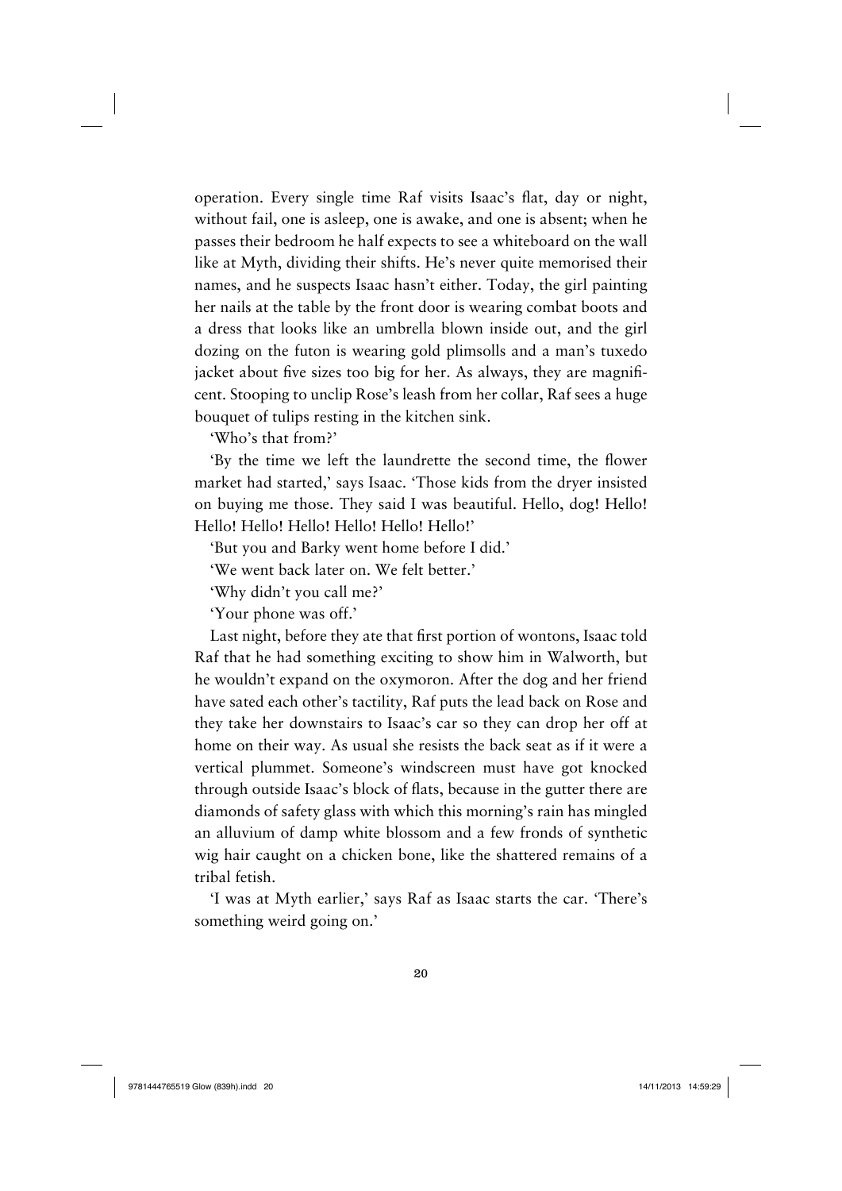operation. Every single time Raf visits Isaac's flat, day or night, without fail, one is asleep, one is awake, and one is absent; when he passes their bedroom he half expects to see a whiteboard on the wall like at Myth, dividing their shifts. He's never quite memorised their names, and he suspects Isaac hasn't either. Today, the girl painting her nails at the table by the front door is wearing combat boots and a dress that looks like an umbrella blown inside out, and the girl dozing on the futon is wearing gold plimsolls and a man's tuxedo jacket about five sizes too big for her. As always, they are magnificent. Stooping to unclip Rose's leash from her collar, Raf sees a huge bouquet of tulips resting in the kitchen sink.

'Who's that from?'

'By the time we left the laundrette the second time, the flower market had started,' says Isaac. 'Those kids from the dryer insisted on buying me those. They said I was beautiful. Hello, dog! Hello! Hello! Hello! Hello! Hello! Hello! Hello!'

'But you and Barky went home before I did.'

'We went back later on. We felt better.'

'Why didn't you call me?'

'Your phone was off.'

Last night, before they ate that first portion of wontons, Isaac told Raf that he had something exciting to show him in Walworth, but he wouldn't expand on the oxymoron. After the dog and her friend have sated each other's tactility, Raf puts the lead back on Rose and they take her downstairs to Isaac's car so they can drop her off at home on their way. As usual she resists the back seat as if it were a vertical plummet. Someone's windscreen must have got knocked through outside Isaac's block of flats, because in the gutter there are diamonds of safety glass with which this morning's rain has mingled an alluvium of damp white blossom and a few fronds of synthetic wig hair caught on a chicken bone, like the shattered remains of a tribal fetish.

'I was at Myth earlier,' says Raf as Isaac starts the car. 'There's something weird going on.'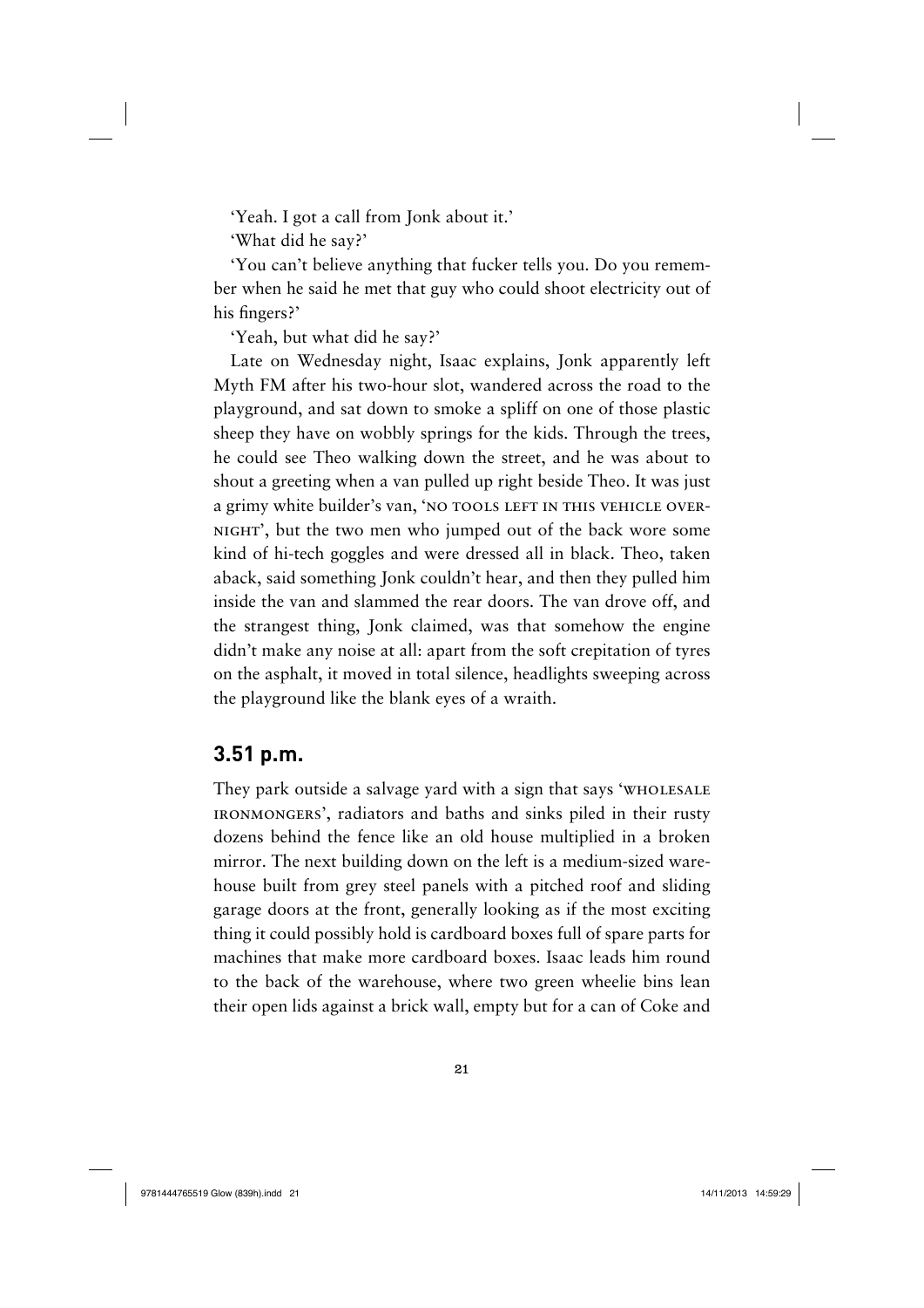'Yeah. I got a call from Jonk about it.'

'What did he say?'

'You can't believe anything that fucker tells you. Do you remember when he said he met that guy who could shoot electricity out of his fingers?'

'Yeah, but what did he say?'

Late on Wednesday night, Isaac explains, Jonk apparently left Myth FM after his two-hour slot, wandered across the road to the playground, and sat down to smoke a spliff on one of those plastic sheep they have on wobbly springs for the kids. Through the trees, he could see Theo walking down the street, and he was about to shout a greeting when a van pulled up right beside Theo. It was just a grimy white builder's van, 'NO TOOLS LEFT IN THIS VEHICLE OVERNIGHT', but the two men who jumped out of the back wore some kind of hi-tech goggles and were dressed all in black. Theo, taken aback, said something Jonk couldn't hear, and then they pulled him inside the van and slammed the rear doors. The van drove off, and the strangest thing, Jonk claimed, was that somehow the engine didn't make any noise at all: apart from the soft crepitation of tyres on the asphalt, it moved in total silence, headlights sweeping across the playground like the blank eyes of a wraith.

## 3.51 p.m.

They park outside a salvage yard with a sign that says 'WHOLESALE IRONMONGERS', radiators and baths and sinks piled in their rusty dozens behind the fence like an old house multiplied in a broken mirror. The next building down on the left is a medium-sized warehouse built from grey steel panels with a pitched roof and sliding garage doors at the front, generally looking as if the most exciting thing it could possibly hold is cardboard boxes full of spare parts for machines that make more cardboard boxes. Isaac leads him round to the back of the warehouse, where two green wheelie bins lean their open lids against a brick wall, empty but for a can of Coke and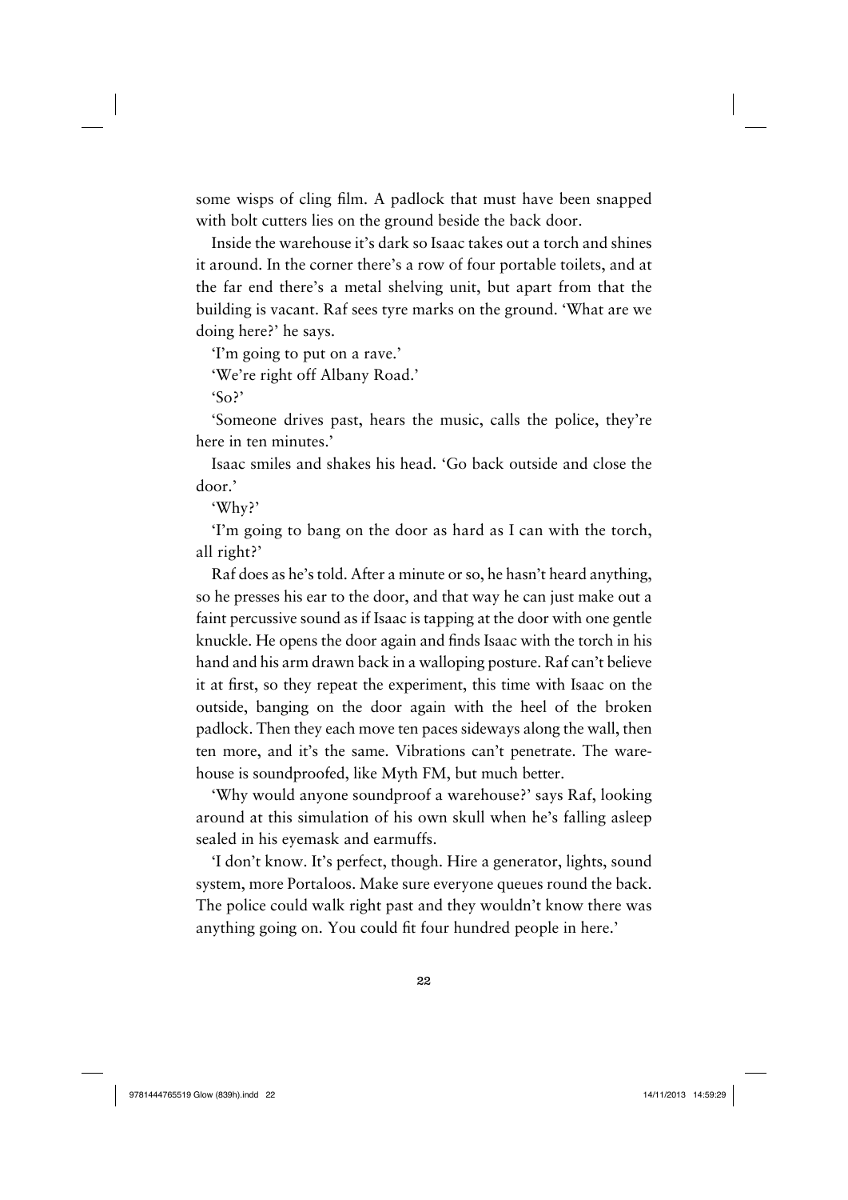some wisps of cling film. A padlock that must have been snapped with bolt cutters lies on the ground beside the back door.

Inside the warehouse it's dark so Isaac takes out a torch and shines it around. In the corner there's a row of four portable toilets, and at the far end there's a metal shelving unit, but apart from that the building is vacant. Raf sees tyre marks on the ground. 'What are we doing here?' he says.

'I'm going to put on a rave.'

'We're right off Albany Road.'

'So?'

'Someone drives past, hears the music, calls the police, they're here in ten minutes.'

Isaac smiles and shakes his head. 'Go back outside and close the door.'

'Why?'

'I'm going to bang on the door as hard as I can with the torch, all right?'

Raf does as he's told. After a minute or so, he hasn't heard anything, so he presses his ear to the door, and that way he can just make out a faint percussive sound as if Isaac is tapping at the door with one gentle knuckle. He opens the door again and finds Isaac with the torch in his hand and his arm drawn back in a walloping posture. Raf can't believe it at first, so they repeat the experiment, this time with Isaac on the outside, banging on the door again with the heel of the broken padlock. Then they each move ten paces sideways along the wall, then ten more, and it's the same. Vibrations can't penetrate. The warehouse is soundproofed, like Myth FM, but much better.

'Why would anyone soundproof a warehouse?' says Raf, looking around at this simulation of his own skull when he's falling asleep sealed in his eyemask and earmuffs.

'I don't know. It's perfect, though. Hire a generator, lights, sound system, more Portaloos. Make sure everyone queues round the back. The police could walk right past and they wouldn't know there was anything going on. You could fit four hundred people in here.'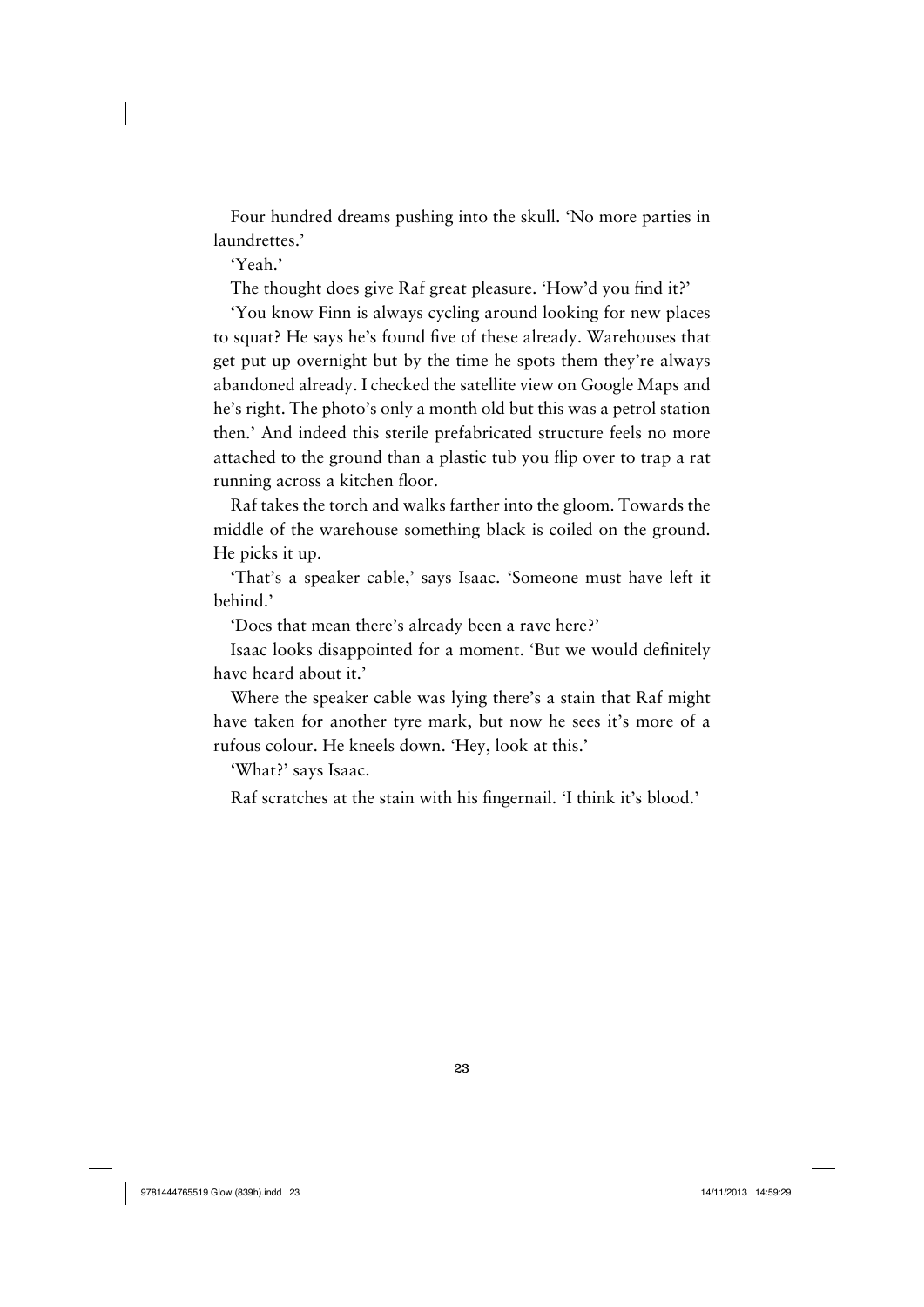Four hundred dreams pushing into the skull. 'No more parties in laundrettes.'

'Yeah.'

The thought does give Raf great pleasure. 'How'd you find it?'

'You know Finn is always cycling around looking for new places to squat? He says he's found five of these already. Warehouses that get put up overnight but by the time he spots them they're always abandoned already. I checked the satellite view on Google Maps and he's right. The photo's only a month old but this was a petrol station then.' And indeed this sterile prefabricated structure feels no more attached to the ground than a plastic tub you flip over to trap a rat running across a kitchen floor.

Raf takes the torch and walks farther into the gloom. Towards the middle of the warehouse something black is coiled on the ground. He picks it up.

'That's a speaker cable,' says Isaac. 'Someone must have left it behind.'

'Does that mean there's already been a rave here?'

Isaac looks disappointed for a moment. 'But we would definitely have heard about it.'

Where the speaker cable was lying there's a stain that Raf might have taken for another tyre mark, but now he sees it's more of a rufous colour. He kneels down. 'Hey, look at this.'

'What?' says Isaac.

Raf scratches at the stain with his fingernail. 'I think it's blood.'